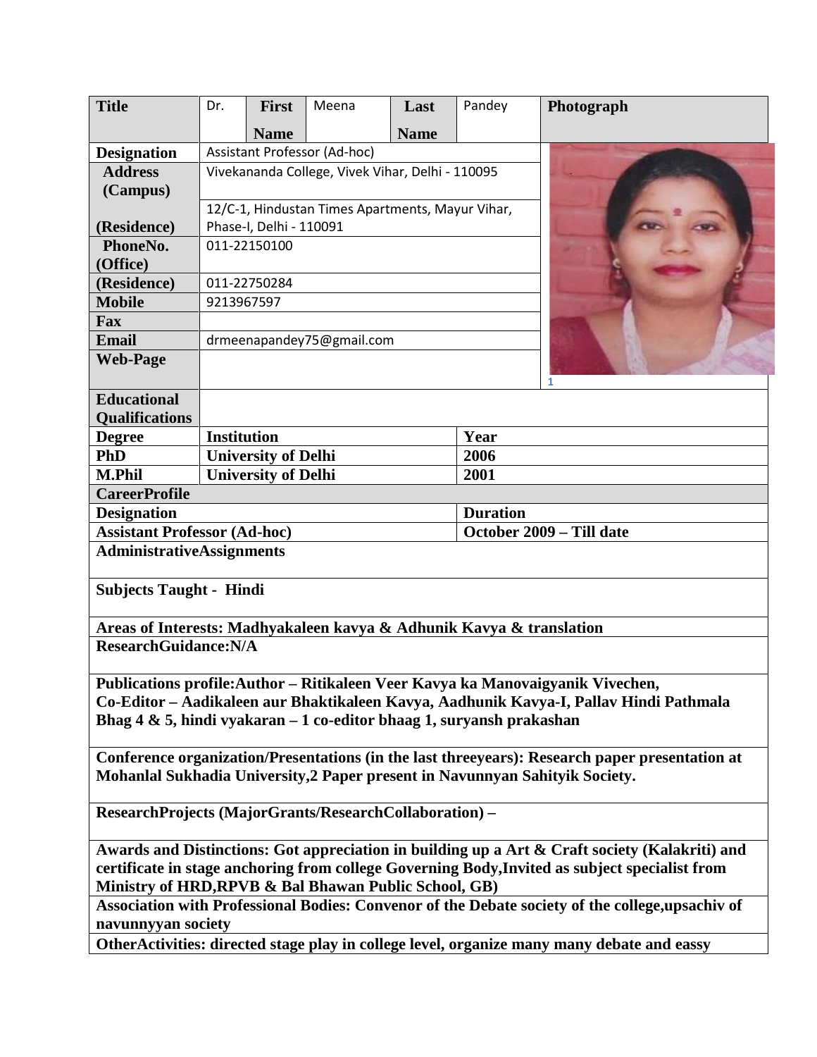| Title | Dr. | First Name | Meena | Last Name | Pandey | Photograph |
|---|---|---|---|---|---|---|
| Designation | Assistant Professor (Ad-hoc) | | | | | |
| Address (Campus) | Vivekananda College, Vivek Vihar, Delhi - 110095 | | | | | |
| (Residence) | 12/C-1, Hindustan Times Apartments, Mayur Vihar, Phase-I, Delhi - 110091 | | | | | |
| PhoneNo. (Office) | 011-22150100 | | | | | |
| (Residence) | 011-22750284 | | | | | |
| Mobile | 9213967597 | | | | | |
| Fax | | | | | | |
| Email | drmeenapandey75@gmail.com | | | | | |
| Web-Page | | | | | | |

**Educational Qualifications**

| Degree | Institution | Year |
|---|---|---|
| PhD | University of Delhi | 2006 |
| M.Phil | University of Delhi | 2001 |

**CareerProfile**

| Designation | Duration |
|---|---|
| Assistant Professor (Ad-hoc) | October 2009 – Till date |

**AdministrativeAssignments**

**Subjects Taught - Hindi**

**Areas of Interests: Madhyakaleen kavya & Adhunik Kavya & translation**

**ResearchGuidance:N/A**

**Publications profile:Author – Ritikaleen Veer Kavya ka Manovaigyanik Vivechen, Co-Editor – Aadikaleen aur Bhaktikaleen Kavya, Aadhunik Kavya-I, Pallav Hindi Pathmala Bhag 4 & 5, hindi vyakaran – 1 co-editor bhaag 1, suryansh prakashan**

**Conference organization/Presentations (in the last threeyears): Research paper presentation at Mohanlal Sukhadia University,2 Paper present in Navunnyan Sahityik Society.**

**ResearchProjects (MajorGrants/ResearchCollaboration) –**

**Awards and Distinctions: Got appreciation in building up a Art & Craft society (Kalakriti) and certificate in stage anchoring from college Governing Body,Invited as subject specialist from Ministry of HRD,RPVB & Bal Bhawan Public School, GB)**

**Association with Professional Bodies: Convenor of the Debate society of the college,upsachiv of navunnyyan society**

**OtherActivities: directed stage play in college level, organize many many debate and eassy**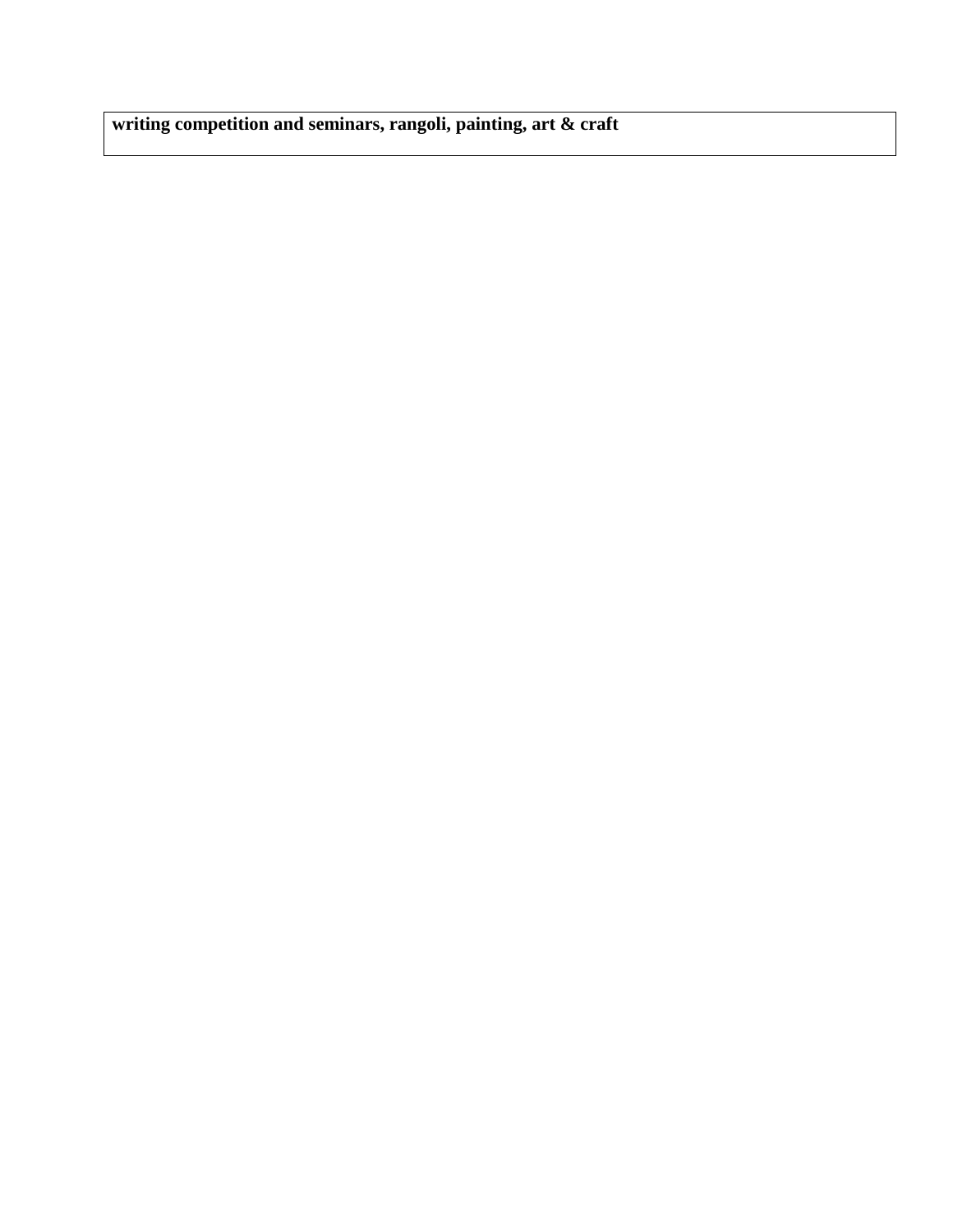| |
|---|
| **writing competition and seminars, rangoli, painting, art & craft** |